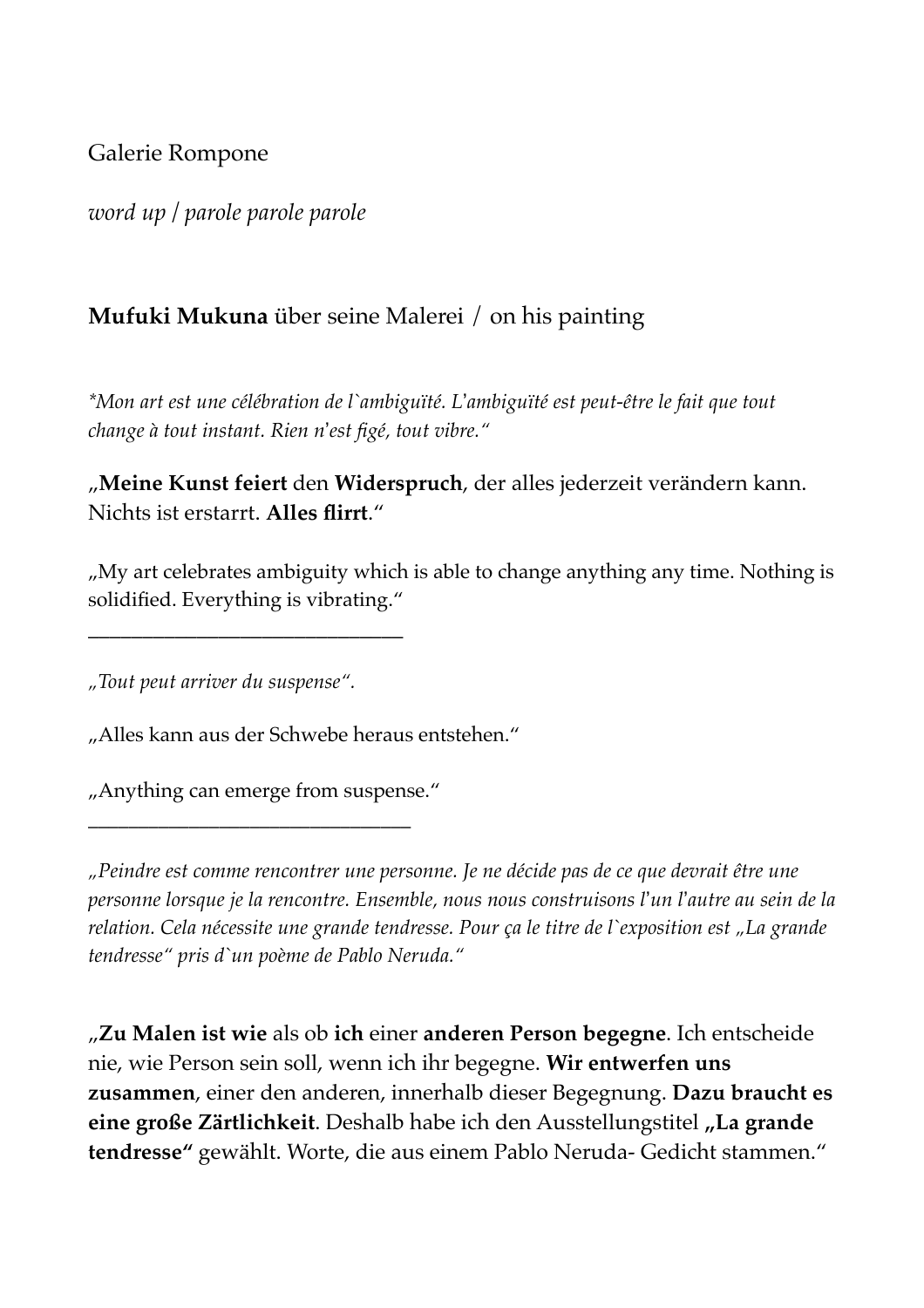Galerie Rompone

*word up / parole parole parole*

**Mufuki Mukuna** über seine Malerei / on his painting

*\*Mon art est une célébration de l`ambiguïté. L'ambiguïté est peut-être le fait que tout change à tout instant. Rien n'est figé, tout vibre."*

„**Meine Kunst feiert** den **Widerspruch**, der alles jederzeit verändern kann. Nichts ist erstarrt. **Alles flirrt**."

„My art celebrates ambiguity which is able to change anything any time. Nothing is solidified. Everything is vibrating."

______________________________

*„Tout peut arriver du suspense".*

„Alles kann aus der Schwebe heraus entstehen."

„Anything can emerge from suspense."

______________________________

*„Peindre est comme rencontrer une personne. Je ne décide pas de ce que devrait être une personne lorsque je la rencontre. Ensemble, nous nous construisons l'un l'autre au sein de la relation. Cela nécessite une grande tendresse. Pour ça le titre de l`exposition est „La grande tendresse" pris d`un poème de Pablo Neruda."*

„**Zu Malen ist wie** als ob **ich** einer **anderen Person begegne**. Ich entscheide nie, wie Person sein soll, wenn ich ihr begegne. **Wir entwerfen uns zusammen**, einer den anderen, innerhalb dieser Begegnung. **Dazu braucht es eine große Zärtlichkeit**. Deshalb habe ich den Ausstellungstitel **„La grande tendresse"** gewählt. Worte, die aus einem Pablo Neruda- Gedicht stammen."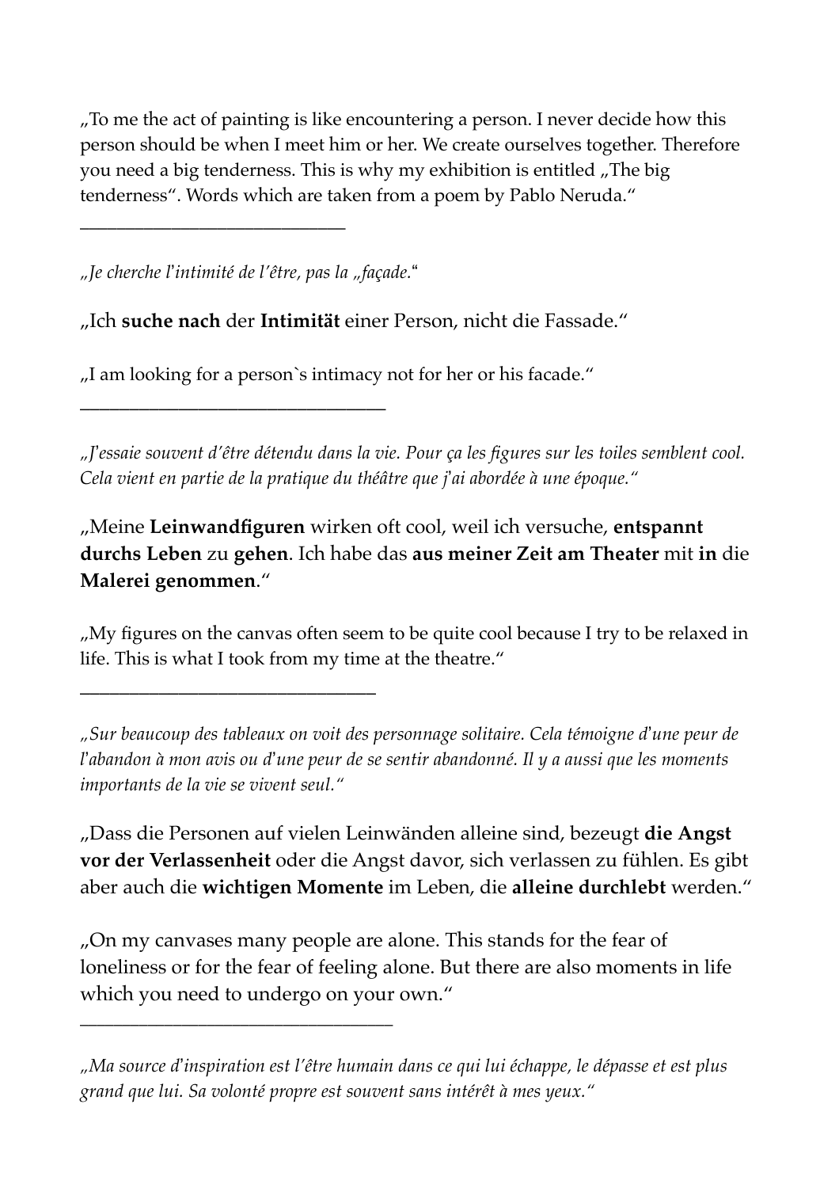„To me the act of painting is like encountering a person. I never decide how this person should be when I meet him or her. We create ourselves together. Therefore you need a big tenderness. This is why my exhibition is entitled „The big tenderness". Words which are taken from a poem by Pablo Neruda."

---

*„Je cherche l'intimité de l'être, pas la „façade."*

„Ich **suche nach** der **Intimität** einer Person, nicht die Fassade."

„I am looking for a person`s intimacy not for her or his facade."

---

*„J'essaie souvent d'être détendu dans la vie. Pour ça les figures sur les toiles semblent cool. Cela vient en partie de la pratique du théâtre que j'ai abordée à une époque."*

„Meine **Leinwandfiguren** wirken oft cool, weil ich versuche, **entspannt durchs Leben** zu **gehen**. Ich habe das **aus meiner Zeit am Theater** mit **in** die **Malerei genommen**."

„My figures on the canvas often seem to be quite cool because I try to be relaxed in life. This is what I took from my time at the theatre."

---

*„Sur beaucoup des tableaux on voit des personnage solitaire. Cela témoigne d'une peur de l'abandon à mon avis ou d'une peur de se sentir abandonné. Il y a aussi que les moments importants de la vie se vivent seul."*

„Dass die Personen auf vielen Leinwänden alleine sind, bezeugt **die Angst vor der Verlassenheit** oder die Angst davor, sich verlassen zu fühlen. Es gibt aber auch die **wichtigen Momente** im Leben, die **alleine durchlebt** werden."

„On my canvases many people are alone. This stands for the fear of loneliness or for the fear of feeling alone. But there are also moments in life which you need to undergo on your own."

---

*„Ma source d'inspiration est l'être humain dans ce qui lui échappe, le dépasse et est plus grand que lui. Sa volonté propre est souvent sans intérêt à mes yeux."*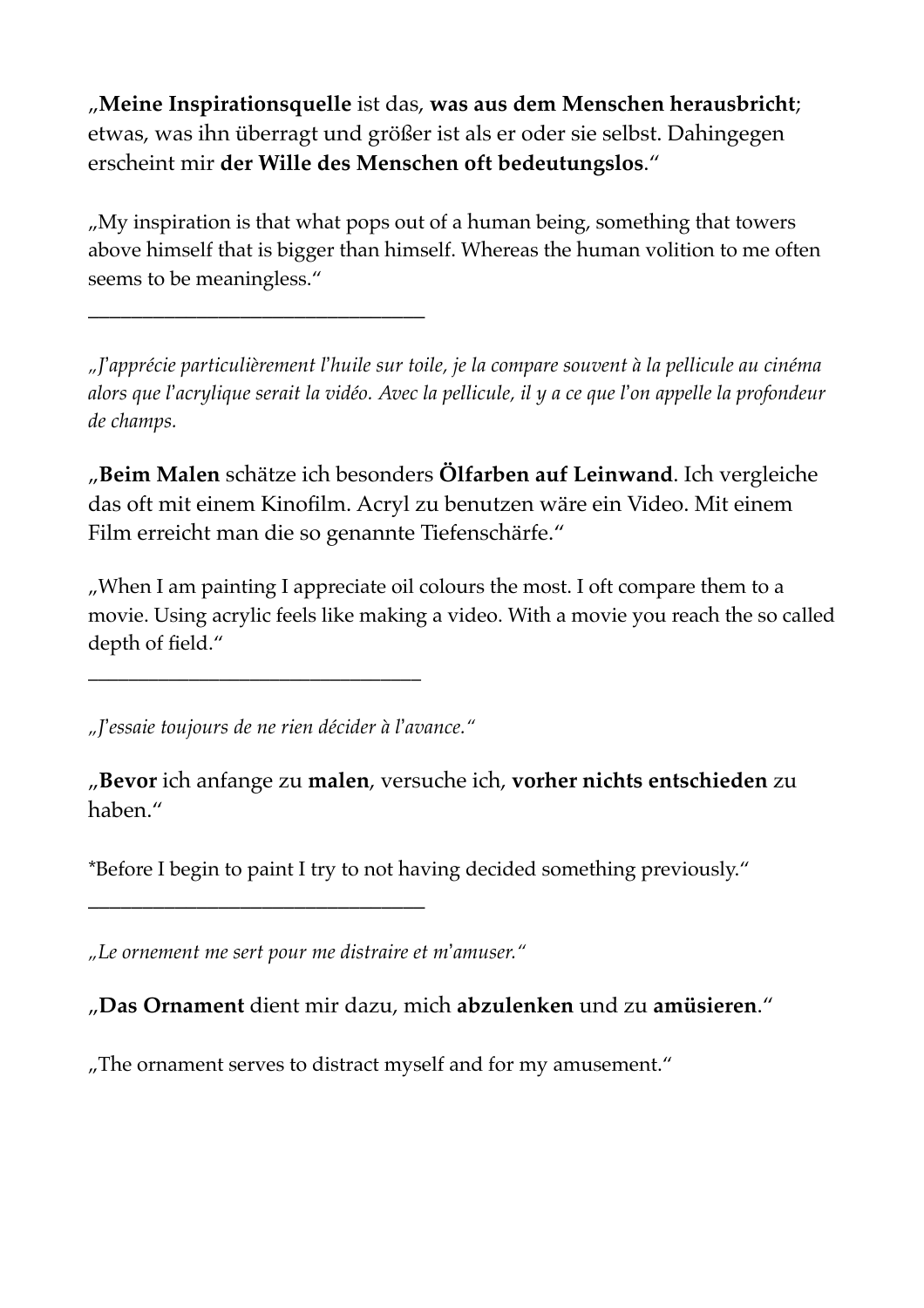„**Meine Inspirationsquelle** ist das, **was aus dem Menschen herausbricht**; etwas, was ihn überragt und größer ist als er oder sie selbst. Dahingegen erscheint mir **der Wille des Menschen oft bedeutungslos**."

„My inspiration is that what pops out of a human being, something that towers above himself that is bigger than himself. Whereas the human volition to me often seems to be meaningless."

---

*„J'apprécie particulièrement l'huile sur toile, je la compare souvent à la pellicule au cinéma alors que l'acrylique serait la vidéo. Avec la pellicule, il y a ce que l'on appelle la profondeur de champs.*

„**Beim Malen** schätze ich besonders **Ölfarben auf Leinwand**. Ich vergleiche das oft mit einem Kinofilm. Acryl zu benutzen wäre ein Video. Mit einem Film erreicht man die so genannte Tiefenschärfe."

„When I am painting I appreciate oil colours the most. I oft compare them to a movie. Using acrylic feels like making a video. With a movie you reach the so called depth of field."

---

*„J'essaie toujours de ne rien décider à l'avance."*

„**Bevor** ich anfange zu **malen**, versuche ich, **vorher nichts entschieden** zu haben."

*Before I begin to paint I try to not having decided something previously."

---

*„Le ornement me sert pour me distraire et m'amuser."*

„**Das Ornament** dient mir dazu, mich **abzulenken** und zu **amüsieren**."

„The ornament serves to distract myself and for my amusement."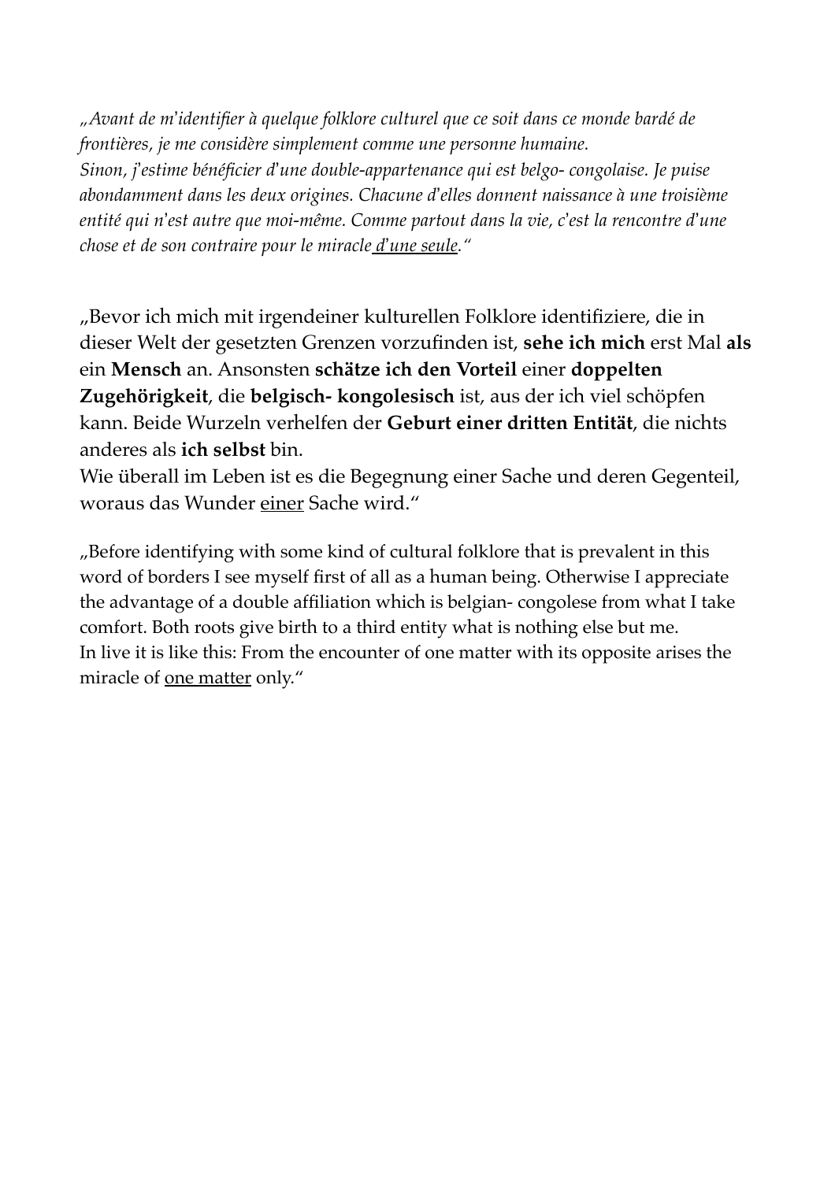*„Avant de m'identifier à quelque folklore culturel que ce soit dans ce monde bardé de frontières, je me considère simplement comme une personne humaine.*
*Sinon, j'estime bénéficier d'une double-appartenance qui est belgo- congolaise. Je puise abondamment dans les deux origines. Chacune d'elles donnent naissance à une troisième entité qui n'est autre que moi-même. Comme partout dans la vie, c'est la rencontre d'une chose et de son contraire pour le miracle <u>d'une seule</u>.“*

„Bevor ich mich mit irgendeiner kulturellen Folklore identifiziere, die in dieser Welt der gesetzten Grenzen vorzufinden ist, **sehe ich mich** erst Mal **als** ein **Mensch** an. Ansonsten **schätze ich den Vorteil** einer **doppelten Zugehörigkeit**, die **belgisch- kongolesisch** ist, aus der ich viel schöpfen kann. Beide Wurzeln verhelfen der **Geburt einer dritten Entität**, die nichts anderes als **ich selbst** bin.
Wie überall im Leben ist es die Begegnung einer Sache und deren Gegenteil, woraus das Wunder <u>einer</u> Sache wird.“

„Before identifying with some kind of cultural folklore that is prevalent in this word of borders I see myself first of all as a human being. Otherwise I appreciate the advantage of a double affiliation which is belgian- congolese from what I take comfort. Both roots give birth to a third entity what is nothing else but me.
In live it is like this: From the encounter of one matter with its opposite arises the miracle of <u>one matter</u> only.“